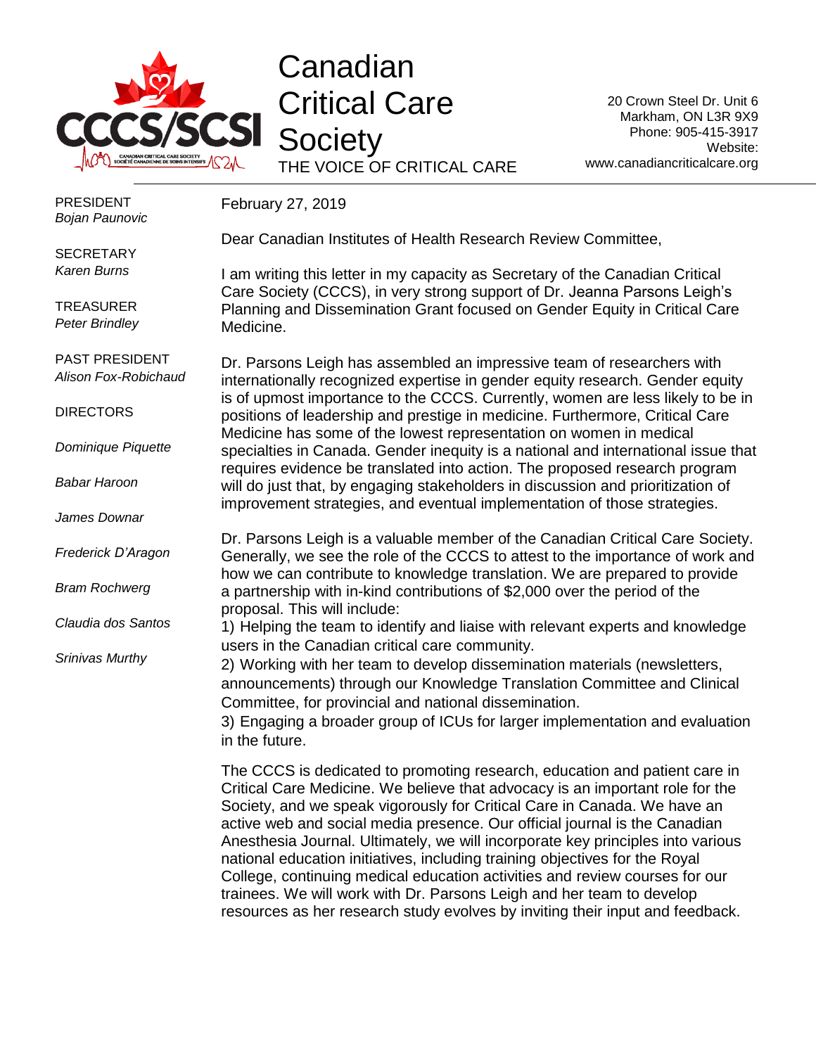# Canadian Critical Care Society

THE VOICE OF CRITICAL CARE

20 Crown Steel Dr. Unit 6
Markham, ON L3R 9X9
Phone: 905-415-3917
Website: www.canadiancriticalcare.org

PRESIDENT
*Bojan Paunovic*

SECRETARY
*Karen Burns*

TREASURER
*Peter Brindley*

PAST PRESIDENT
*Alison Fox-Robichaud*

DIRECTORS

*Dominique Piquette*

*Babar Haroon*

*James Downar*

*Frederick D'Aragon*

*Bram Rochwerg*

*Claudia dos Santos*

*Srinivas Murthy*

February 27, 2019

Dear Canadian Institutes of Health Research Review Committee,

I am writing this letter in my capacity as Secretary of the Canadian Critical Care Society (CCCS), in very strong support of Dr. Jeanna Parsons Leigh's Planning and Dissemination Grant focused on Gender Equity in Critical Care Medicine.

Dr. Parsons Leigh has assembled an impressive team of researchers with internationally recognized expertise in gender equity research. Gender equity is of upmost importance to the CCCS. Currently, women are less likely to be in positions of leadership and prestige in medicine. Furthermore, Critical Care Medicine has some of the lowest representation on women in medical specialties in Canada. Gender inequity is a national and international issue that requires evidence be translated into action. The proposed research program will do just that, by engaging stakeholders in discussion and prioritization of improvement strategies, and eventual implementation of those strategies.

Dr. Parsons Leigh is a valuable member of the Canadian Critical Care Society. Generally, we see the role of the CCCS to attest to the importance of work and how we can contribute to knowledge translation. We are prepared to provide a partnership with in-kind contributions of $2,000 over the period of the proposal. This will include:
1) Helping the team to identify and liaise with relevant experts and knowledge users in the Canadian critical care community.
2) Working with her team to develop dissemination materials (newsletters, announcements) through our Knowledge Translation Committee and Clinical Committee, for provincial and national dissemination.
3) Engaging a broader group of ICUs for larger implementation and evaluation in the future.

The CCCS is dedicated to promoting research, education and patient care in Critical Care Medicine. We believe that advocacy is an important role for the Society, and we speak vigorously for Critical Care in Canada. We have an active web and social media presence. Our official journal is the Canadian Anesthesia Journal. Ultimately, we will incorporate key principles into various national education initiatives, including training objectives for the Royal College, continuing medical education activities and review courses for our trainees. We will work with Dr. Parsons Leigh and her team to develop resources as her research study evolves by inviting their input and feedback.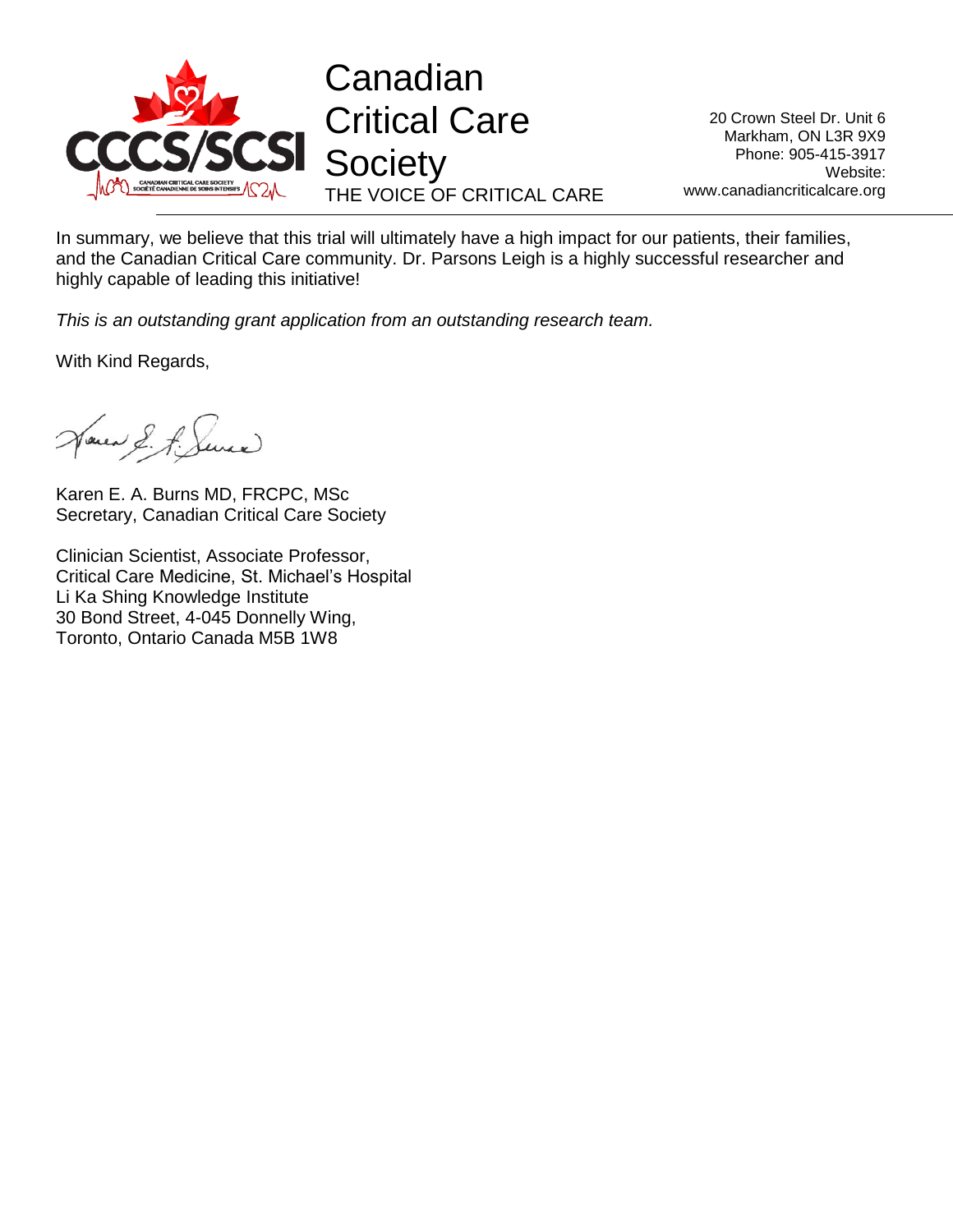Canadian Critical Care Society

THE VOICE OF CRITICAL CARE

20 Crown Steel Dr. Unit 6
Markham, ON L3R 9X9
Phone: 905-415-3917
Website:
www.canadiancriticalcare.org

In summary, we believe that this trial will ultimately have a high impact for our patients, their families, and the Canadian Critical Care community. Dr. Parsons Leigh is a highly successful researcher and highly capable of leading this initiative!

*This is an outstanding grant application from an outstanding research team.*

With Kind Regards,

Karen E. A. Burns MD, FRCPC, MSc
Secretary, Canadian Critical Care Society

Clinician Scientist, Associate Professor,
Critical Care Medicine, St. Michael's Hospital
Li Ka Shing Knowledge Institute
30 Bond Street, 4-045 Donnelly Wing,
Toronto, Ontario Canada M5B 1W8